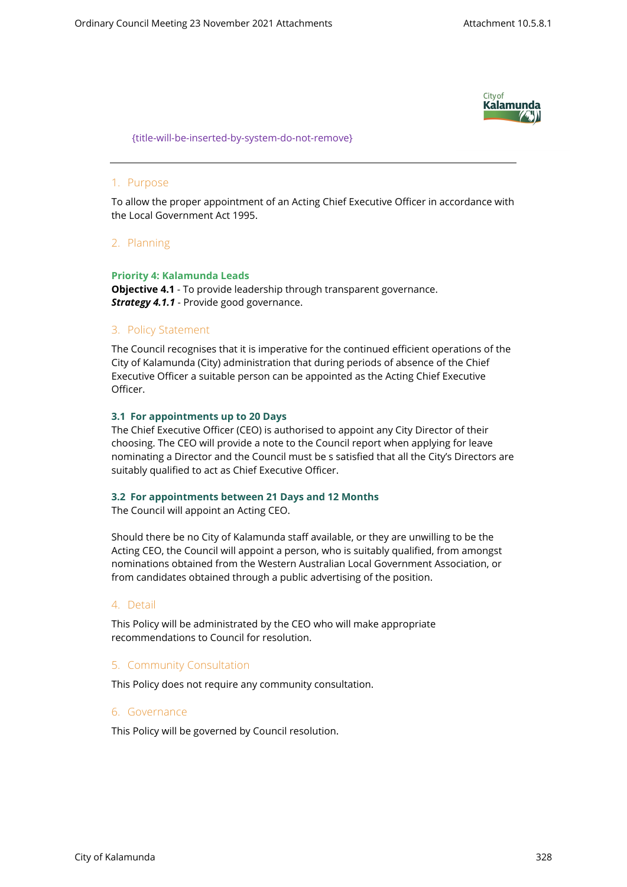{title-will-be-inserted-by-system-do-not-remove}

---

## 1. Purpose

To allow the proper appointment of an Acting Chief Executive Officer in accordance with the Local Government Act 1995.

## 2. Planning

**Priority 4: Kalamunda Leads**
**Objective 4.1** - To provide leadership through transparent governance.
***Strategy 4.1.1*** - Provide good governance.

## 3. Policy Statement

The Council recognises that it is imperative for the continued efficient operations of the City of Kalamunda (City) administration that during periods of absence of the Chief Executive Officer a suitable person can be appointed as the Acting Chief Executive Officer.

### 3.1 For appointments up to 20 Days

The Chief Executive Officer (CEO) is authorised to appoint any City Director of their choosing. The CEO will provide a note to the Council report when applying for leave nominating a Director and the Council must be s satisfied that all the City's Directors are suitably qualified to act as Chief Executive Officer.

### 3.2 For appointments between 21 Days and 12 Months

The Council will appoint an Acting CEO.

Should there be no City of Kalamunda staff available, or they are unwilling to be the Acting CEO, the Council will appoint a person, who is suitably qualified, from amongst nominations obtained from the Western Australian Local Government Association, or from candidates obtained through a public advertising of the position.

## 4. Detail

This Policy will be administrated by the CEO who will make appropriate recommendations to Council for resolution.

## 5. Community Consultation

This Policy does not require any community consultation.

## 6. Governance

This Policy will be governed by Council resolution.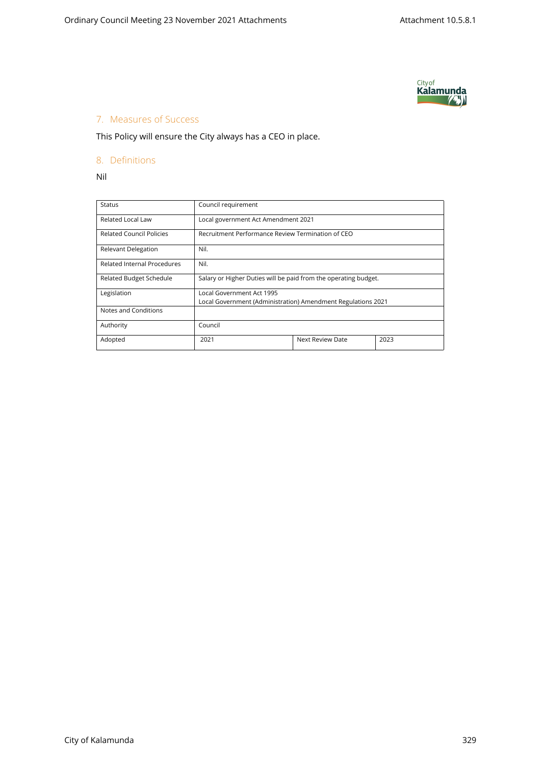## 7. Measures of Success

This Policy will ensure the City always has a CEO in place.

## 8. Definitions

Nil

| | | | |
|---|---|---|---|
| Status | Council requirement | | |
| Related Local Law | Local government Act Amendment 2021 | | |
| Related Council Policies | Recruitment Performance Review Termination of CEO | | |
| Relevant Delegation | Nil. | | |
| Related Internal Procedures | Nil. | | |
| Related Budget Schedule | Salary or Higher Duties will be paid from the operating budget. | | |
| Legislation | Local Government Act 1995<br>Local Government (Administration) Amendment Regulations 2021 | | |
| Notes and Conditions | | | |
| Authority | Council | | |
| Adopted | 2021 | Next Review Date | 2023 |